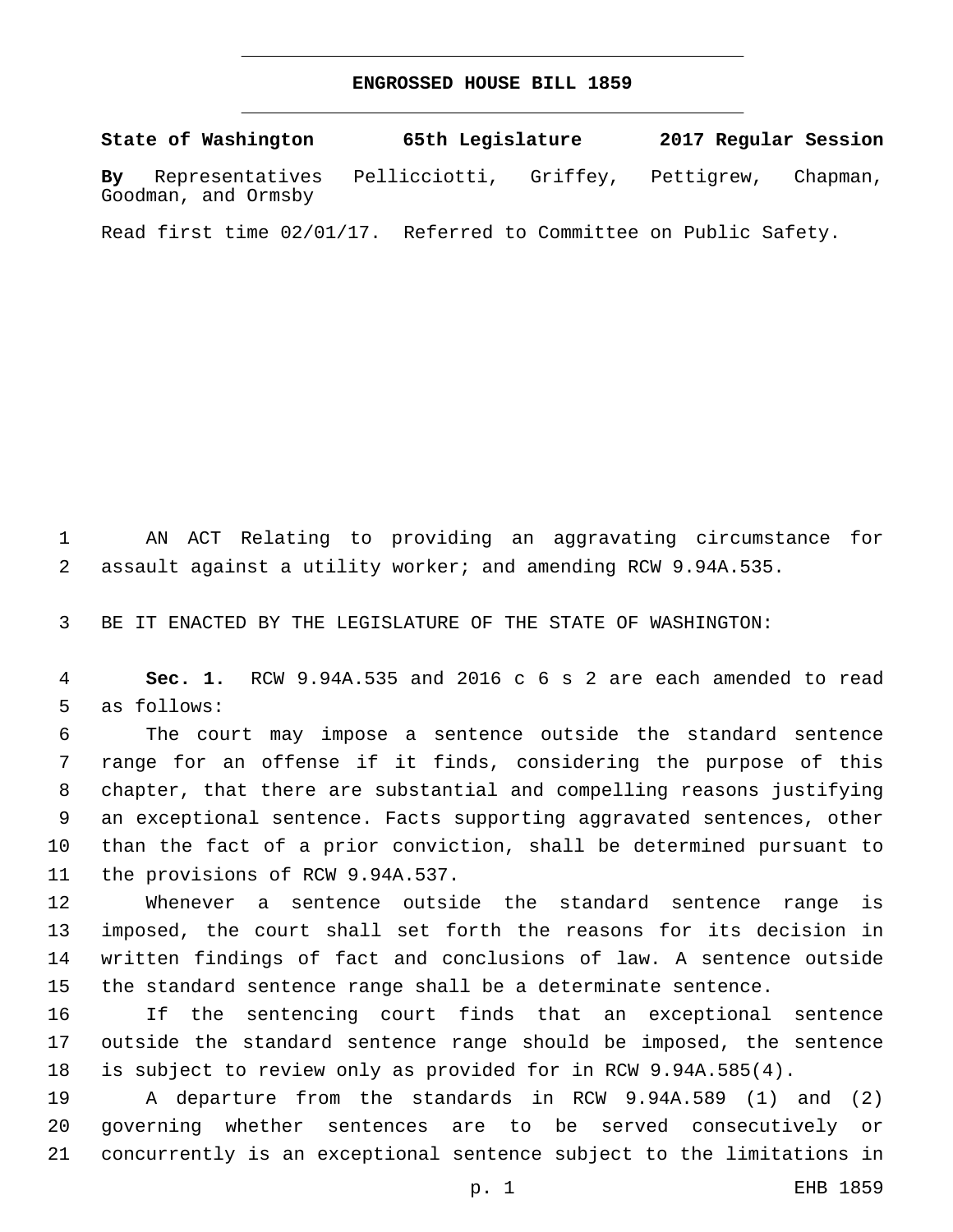# ENGROSSED HOUSE BILL 1859

**State of Washington 65th Legislature 2017 Regular Session**

**By** Representatives Pellicciotti, Griffey, Pettigrew, Chapman, Goodman, and Ormsby

Read first time 02/01/17. Referred to Committee on Public Safety.

AN ACT Relating to providing an aggravating circumstance for assault against a utility worker; and amending RCW 9.94A.535.

BE IT ENACTED BY THE LEGISLATURE OF THE STATE OF WASHINGTON:

**Sec. 1.** RCW 9.94A.535 and 2016 c 6 s 2 are each amended to read as follows:

The court may impose a sentence outside the standard sentence range for an offense if it finds, considering the purpose of this chapter, that there are substantial and compelling reasons justifying an exceptional sentence. Facts supporting aggravated sentences, other than the fact of a prior conviction, shall be determined pursuant to the provisions of RCW 9.94A.537.

Whenever a sentence outside the standard sentence range is imposed, the court shall set forth the reasons for its decision in written findings of fact and conclusions of law. A sentence outside the standard sentence range shall be a determinate sentence.

If the sentencing court finds that an exceptional sentence outside the standard sentence range should be imposed, the sentence is subject to review only as provided for in RCW 9.94A.585(4).

A departure from the standards in RCW 9.94A.589 (1) and (2) governing whether sentences are to be served consecutively or concurrently is an exceptional sentence subject to the limitations in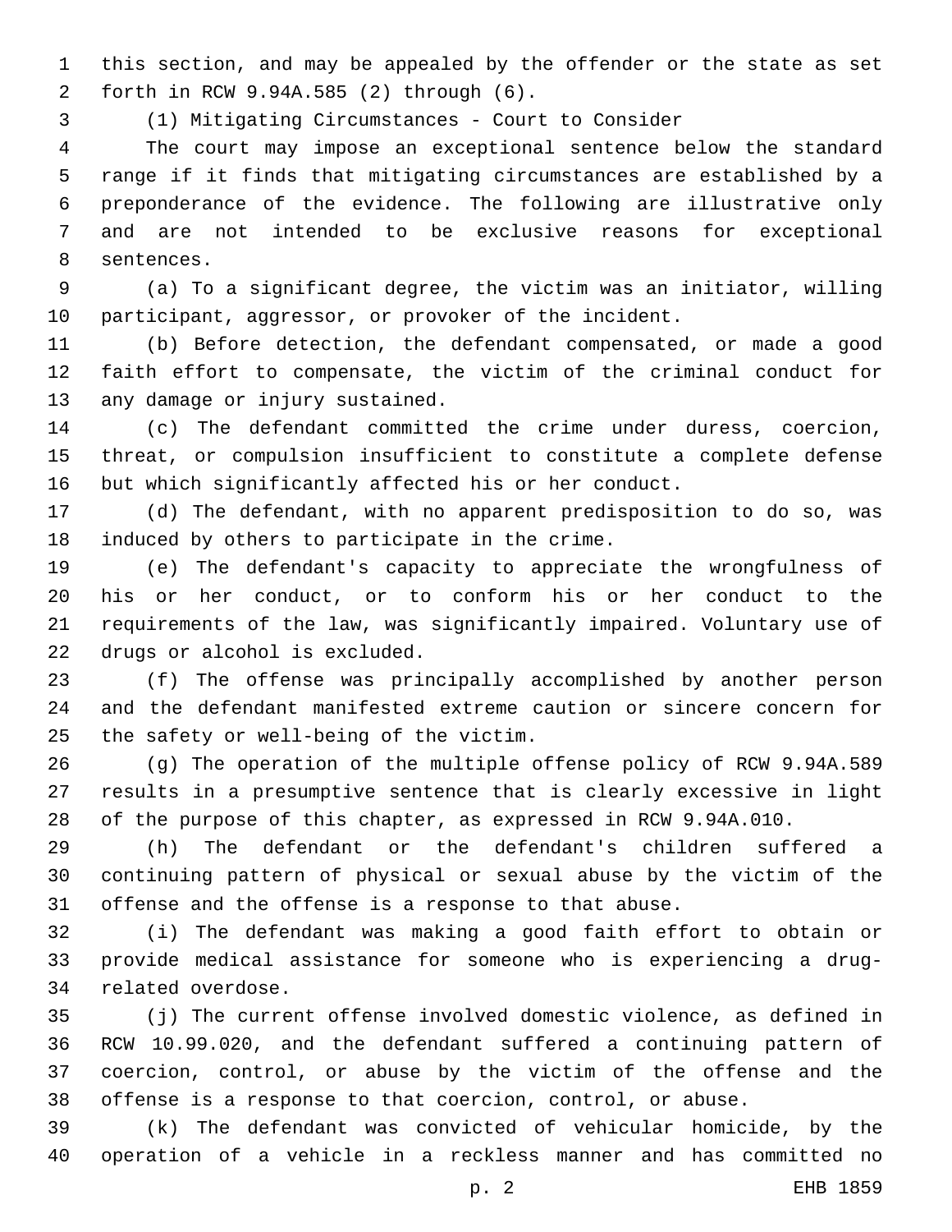this section, and may be appealed by the offender or the state as set forth in RCW 9.94A.585 (2) through (6).

(1) Mitigating Circumstances - Court to Consider

The court may impose an exceptional sentence below the standard range if it finds that mitigating circumstances are established by a preponderance of the evidence. The following are illustrative only and are not intended to be exclusive reasons for exceptional sentences.

(a) To a significant degree, the victim was an initiator, willing participant, aggressor, or provoker of the incident.

(b) Before detection, the defendant compensated, or made a good faith effort to compensate, the victim of the criminal conduct for any damage or injury sustained.

(c) The defendant committed the crime under duress, coercion, threat, or compulsion insufficient to constitute a complete defense but which significantly affected his or her conduct.

(d) The defendant, with no apparent predisposition to do so, was induced by others to participate in the crime.

(e) The defendant's capacity to appreciate the wrongfulness of his or her conduct, or to conform his or her conduct to the requirements of the law, was significantly impaired. Voluntary use of drugs or alcohol is excluded.

(f) The offense was principally accomplished by another person and the defendant manifested extreme caution or sincere concern for the safety or well-being of the victim.

(g) The operation of the multiple offense policy of RCW 9.94A.589 results in a presumptive sentence that is clearly excessive in light of the purpose of this chapter, as expressed in RCW 9.94A.010.

(h) The defendant or the defendant's children suffered a continuing pattern of physical or sexual abuse by the victim of the offense and the offense is a response to that abuse.

(i) The defendant was making a good faith effort to obtain or provide medical assistance for someone who is experiencing a drug-related overdose.

(j) The current offense involved domestic violence, as defined in RCW 10.99.020, and the defendant suffered a continuing pattern of coercion, control, or abuse by the victim of the offense and the offense is a response to that coercion, control, or abuse.

(k) The defendant was convicted of vehicular homicide, by the operation of a vehicle in a reckless manner and has committed no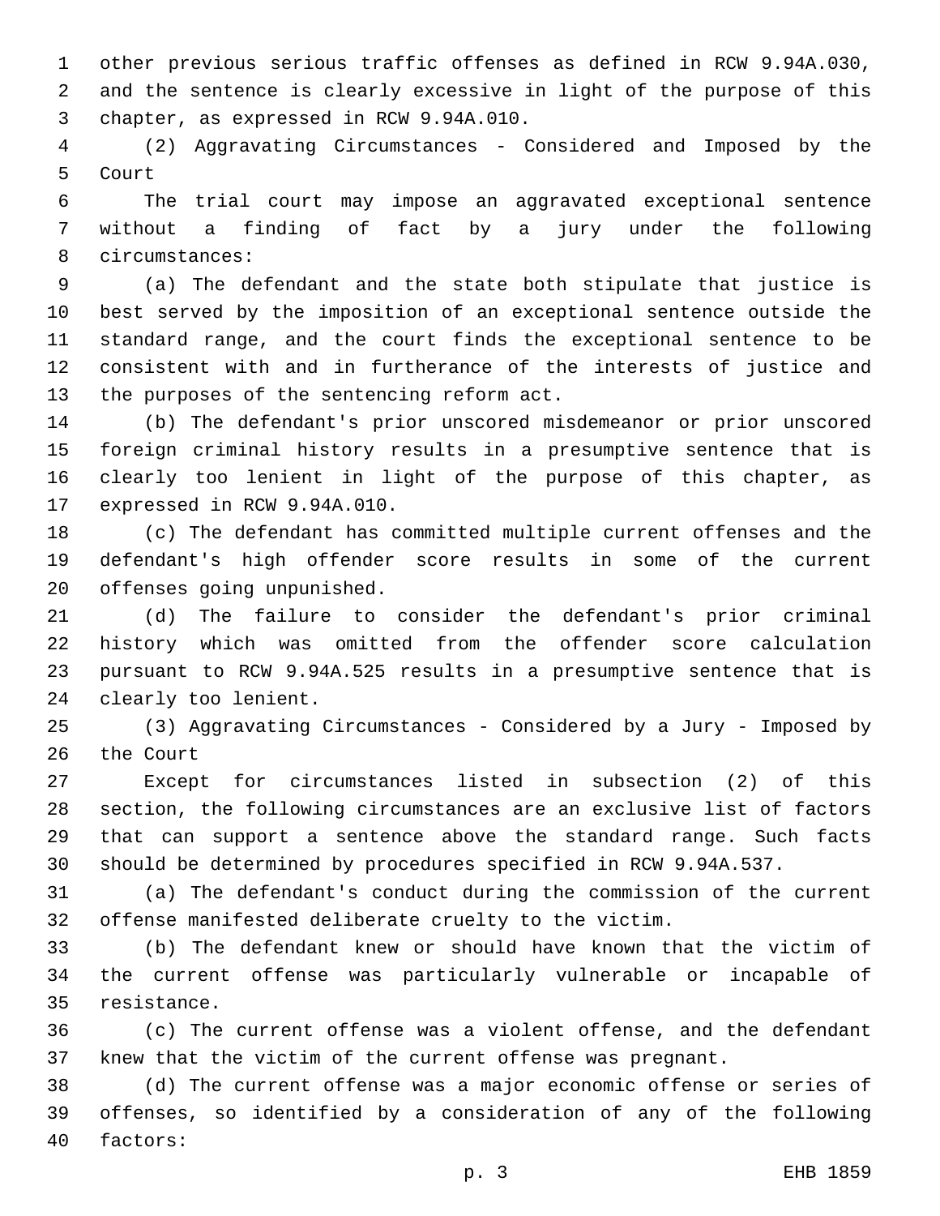other previous serious traffic offenses as defined in RCW 9.94A.030, and the sentence is clearly excessive in light of the purpose of this chapter, as expressed in RCW 9.94A.010.

(2) Aggravating Circumstances - Considered and Imposed by the Court

The trial court may impose an aggravated exceptional sentence without a finding of fact by a jury under the following circumstances:

(a) The defendant and the state both stipulate that justice is best served by the imposition of an exceptional sentence outside the standard range, and the court finds the exceptional sentence to be consistent with and in furtherance of the interests of justice and the purposes of the sentencing reform act.

(b) The defendant's prior unscored misdemeanor or prior unscored foreign criminal history results in a presumptive sentence that is clearly too lenient in light of the purpose of this chapter, as expressed in RCW 9.94A.010.

(c) The defendant has committed multiple current offenses and the defendant's high offender score results in some of the current offenses going unpunished.

(d) The failure to consider the defendant's prior criminal history which was omitted from the offender score calculation pursuant to RCW 9.94A.525 results in a presumptive sentence that is clearly too lenient.

(3) Aggravating Circumstances - Considered by a Jury - Imposed by the Court

Except for circumstances listed in subsection (2) of this section, the following circumstances are an exclusive list of factors that can support a sentence above the standard range. Such facts should be determined by procedures specified in RCW 9.94A.537.

(a) The defendant's conduct during the commission of the current offense manifested deliberate cruelty to the victim.

(b) The defendant knew or should have known that the victim of the current offense was particularly vulnerable or incapable of resistance.

(c) The current offense was a violent offense, and the defendant knew that the victim of the current offense was pregnant.

(d) The current offense was a major economic offense or series of offenses, so identified by a consideration of any of the following factors: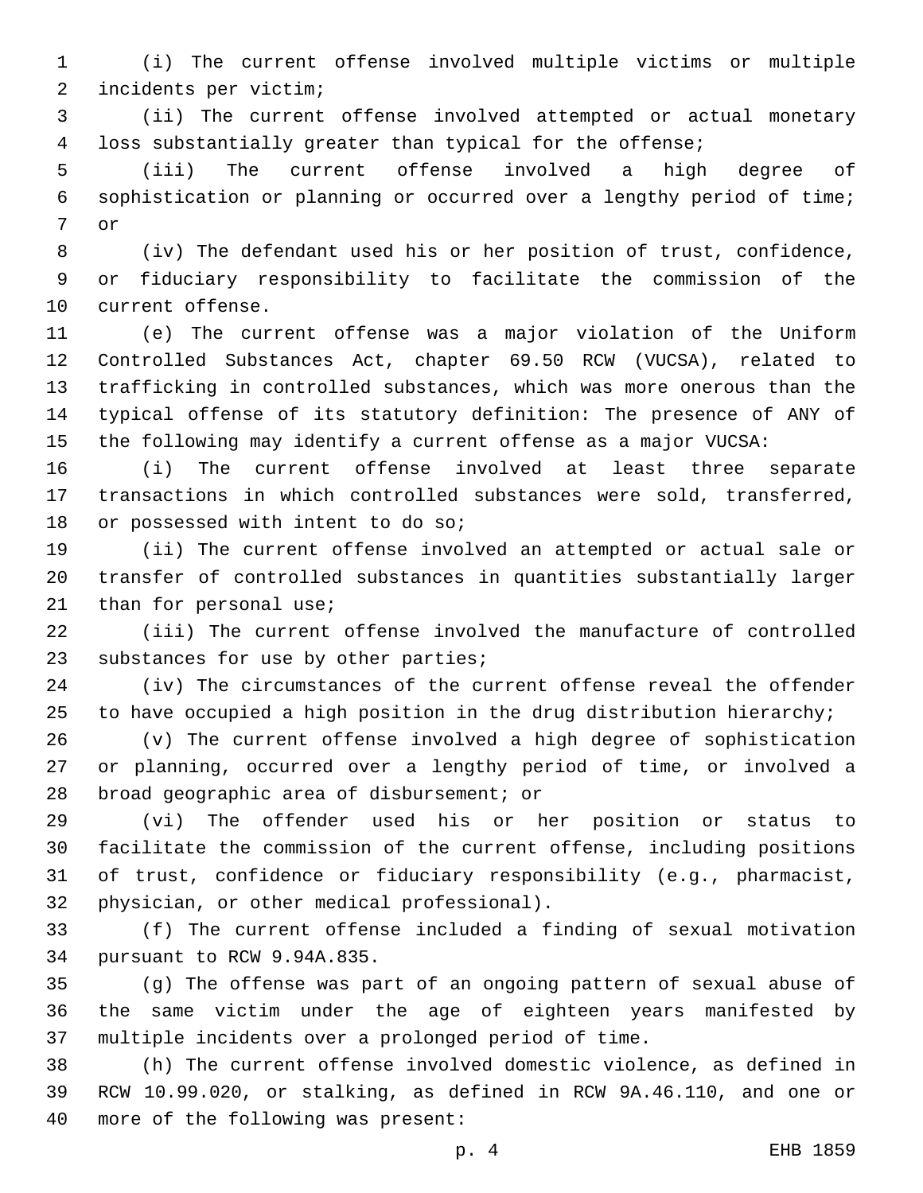(i) The current offense involved multiple victims or multiple incidents per victim;

(ii) The current offense involved attempted or actual monetary loss substantially greater than typical for the offense;

(iii) The current offense involved a high degree of sophistication or planning or occurred over a lengthy period of time; or

(iv) The defendant used his or her position of trust, confidence, or fiduciary responsibility to facilitate the commission of the current offense.

(e) The current offense was a major violation of the Uniform Controlled Substances Act, chapter 69.50 RCW (VUCSA), related to trafficking in controlled substances, which was more onerous than the typical offense of its statutory definition: The presence of ANY of the following may identify a current offense as a major VUCSA:

(i) The current offense involved at least three separate transactions in which controlled substances were sold, transferred, or possessed with intent to do so;

(ii) The current offense involved an attempted or actual sale or transfer of controlled substances in quantities substantially larger than for personal use;

(iii) The current offense involved the manufacture of controlled substances for use by other parties;

(iv) The circumstances of the current offense reveal the offender to have occupied a high position in the drug distribution hierarchy;

(v) The current offense involved a high degree of sophistication or planning, occurred over a lengthy period of time, or involved a broad geographic area of disbursement; or

(vi) The offender used his or her position or status to facilitate the commission of the current offense, including positions of trust, confidence or fiduciary responsibility (e.g., pharmacist, physician, or other medical professional).

(f) The current offense included a finding of sexual motivation pursuant to RCW 9.94A.835.

(g) The offense was part of an ongoing pattern of sexual abuse of the same victim under the age of eighteen years manifested by multiple incidents over a prolonged period of time.

(h) The current offense involved domestic violence, as defined in RCW 10.99.020, or stalking, as defined in RCW 9A.46.110, and one or more of the following was present: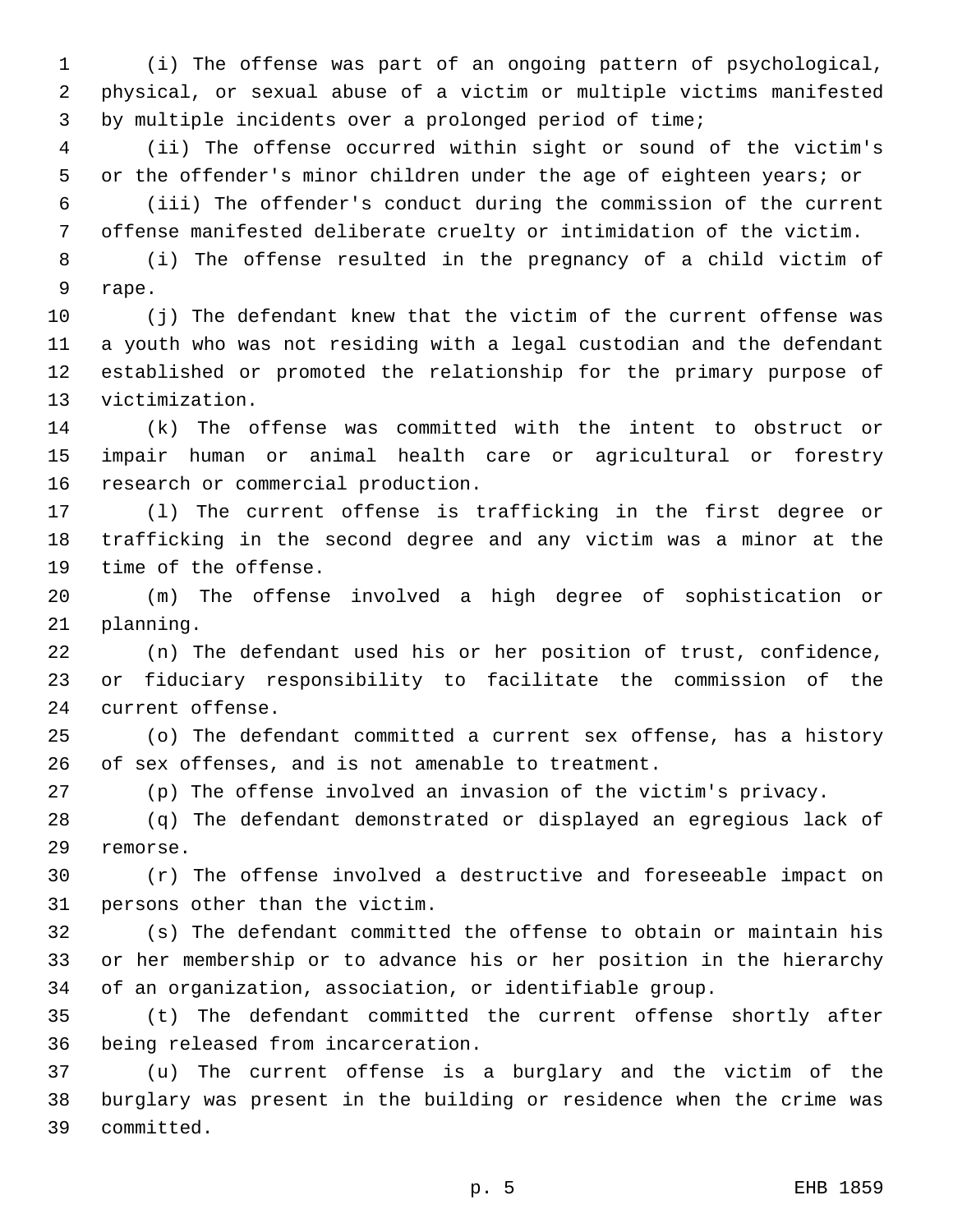(i) The offense was part of an ongoing pattern of psychological, physical, or sexual abuse of a victim or multiple victims manifested by multiple incidents over a prolonged period of time;

(ii) The offense occurred within sight or sound of the victim's or the offender's minor children under the age of eighteen years; or

(iii) The offender's conduct during the commission of the current offense manifested deliberate cruelty or intimidation of the victim.

(i) The offense resulted in the pregnancy of a child victim of rape.

(j) The defendant knew that the victim of the current offense was a youth who was not residing with a legal custodian and the defendant established or promoted the relationship for the primary purpose of victimization.

(k) The offense was committed with the intent to obstruct or impair human or animal health care or agricultural or forestry research or commercial production.

(l) The current offense is trafficking in the first degree or trafficking in the second degree and any victim was a minor at the time of the offense.

(m) The offense involved a high degree of sophistication or planning.

(n) The defendant used his or her position of trust, confidence, or fiduciary responsibility to facilitate the commission of the current offense.

(o) The defendant committed a current sex offense, has a history of sex offenses, and is not amenable to treatment.

(p) The offense involved an invasion of the victim's privacy.

(q) The defendant demonstrated or displayed an egregious lack of remorse.

(r) The offense involved a destructive and foreseeable impact on persons other than the victim.

(s) The defendant committed the offense to obtain or maintain his or her membership or to advance his or her position in the hierarchy of an organization, association, or identifiable group.

(t) The defendant committed the current offense shortly after being released from incarceration.

(u) The current offense is a burglary and the victim of the burglary was present in the building or residence when the crime was committed.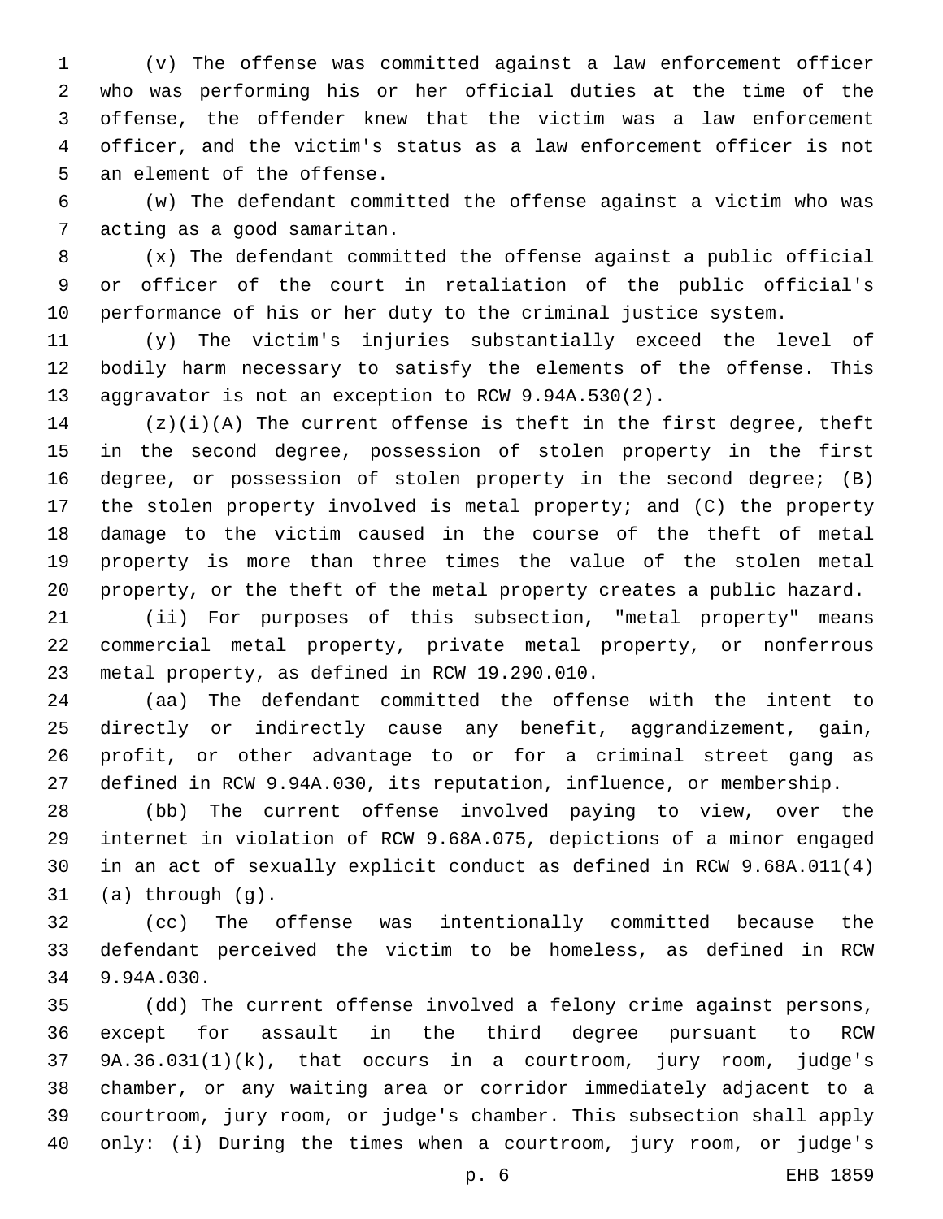(v) The offense was committed against a law enforcement officer who was performing his or her official duties at the time of the offense, the offender knew that the victim was a law enforcement officer, and the victim's status as a law enforcement officer is not an element of the offense.

(w) The defendant committed the offense against a victim who was acting as a good samaritan.

(x) The defendant committed the offense against a public official or officer of the court in retaliation of the public official's performance of his or her duty to the criminal justice system.

(y) The victim's injuries substantially exceed the level of bodily harm necessary to satisfy the elements of the offense. This aggravator is not an exception to RCW 9.94A.530(2).

(z)(i)(A) The current offense is theft in the first degree, theft in the second degree, possession of stolen property in the first degree, or possession of stolen property in the second degree; (B) the stolen property involved is metal property; and (C) the property damage to the victim caused in the course of the theft of metal property is more than three times the value of the stolen metal property, or the theft of the metal property creates a public hazard.

(ii) For purposes of this subsection, "metal property" means commercial metal property, private metal property, or nonferrous metal property, as defined in RCW 19.290.010.

(aa) The defendant committed the offense with the intent to directly or indirectly cause any benefit, aggrandizement, gain, profit, or other advantage to or for a criminal street gang as defined in RCW 9.94A.030, its reputation, influence, or membership.

(bb) The current offense involved paying to view, over the internet in violation of RCW 9.68A.075, depictions of a minor engaged in an act of sexually explicit conduct as defined in RCW 9.68A.011(4) (a) through (g).

(cc) The offense was intentionally committed because the defendant perceived the victim to be homeless, as defined in RCW 9.94A.030.

(dd) The current offense involved a felony crime against persons, except for assault in the third degree pursuant to RCW 9A.36.031(1)(k), that occurs in a courtroom, jury room, judge's chamber, or any waiting area or corridor immediately adjacent to a courtroom, jury room, or judge's chamber. This subsection shall apply only: (i) During the times when a courtroom, jury room, or judge's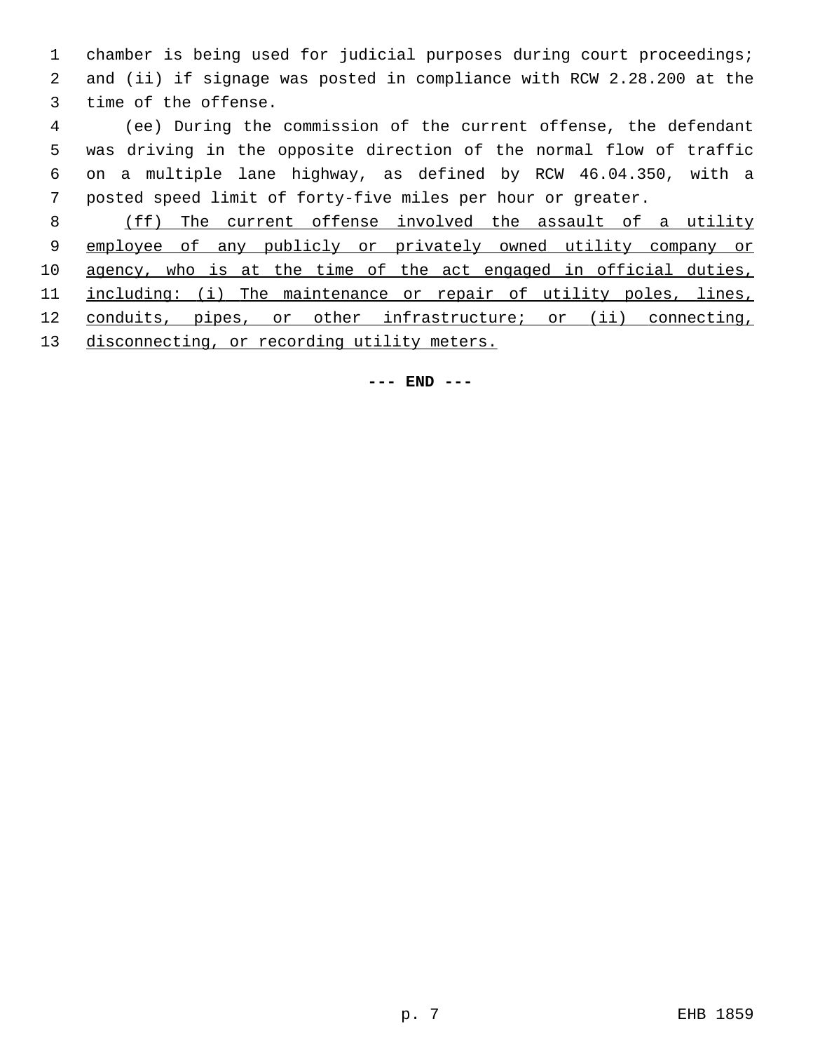chamber is being used for judicial purposes during court proceedings; and (ii) if signage was posted in compliance with RCW 2.28.200 at the time of the offense.

(ee) During the commission of the current offense, the defendant was driving in the opposite direction of the normal flow of traffic on a multiple lane highway, as defined by RCW 46.04.350, with a posted speed limit of forty-five miles per hour or greater.

<u>(ff) The current offense involved the assault of a utility employee of any publicly or privately owned utility company or agency, who is at the time of the act engaged in official duties, including: (i) The maintenance or repair of utility poles, lines, conduits, pipes, or other infrastructure; or (ii) connecting, disconnecting, or recording utility meters.</u>

**--- END ---**